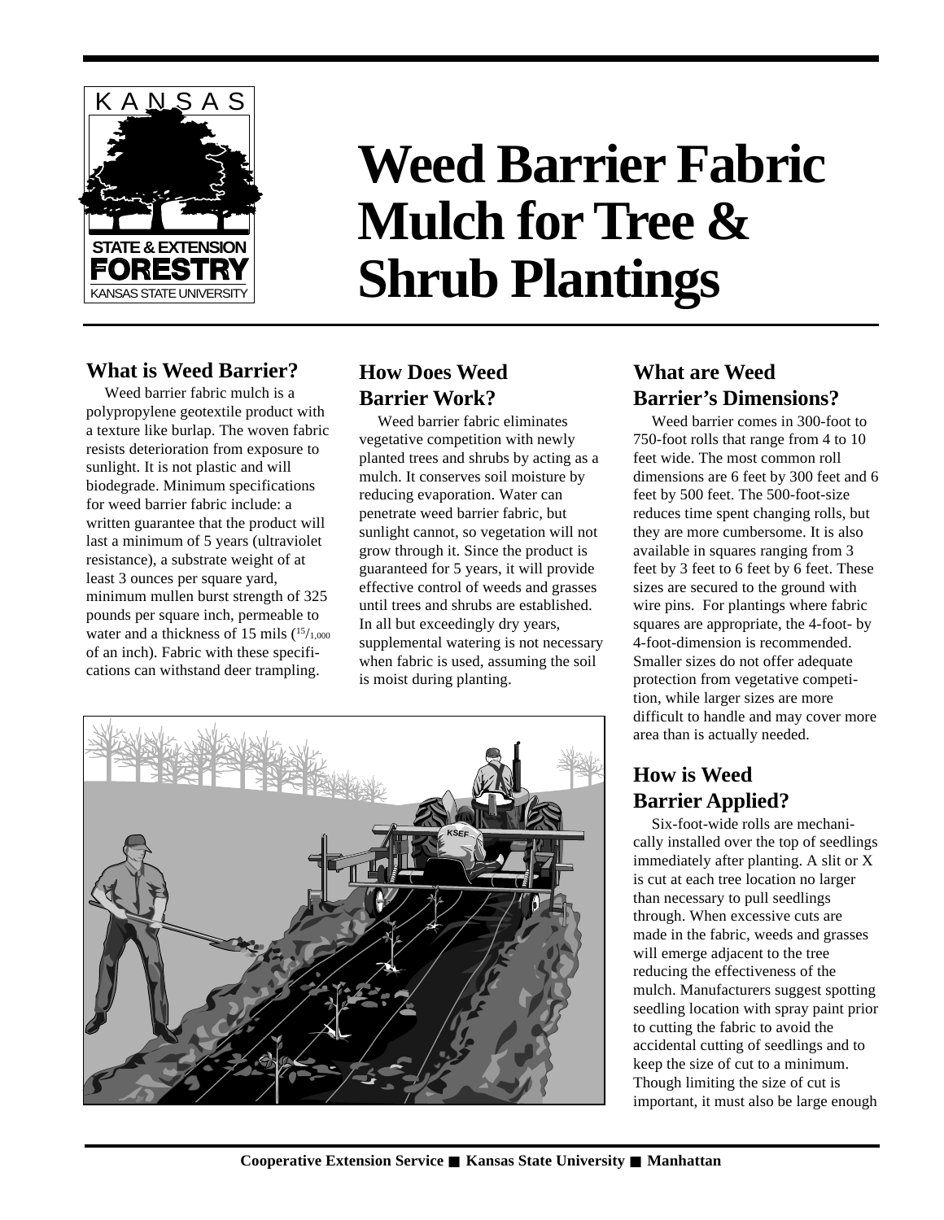# Weed Barrier Fabric Mulch for Tree & Shrub Plantings

## What is Weed Barrier?

Weed barrier fabric mulch is a polypropylene geotextile product with a texture like burlap. The woven fabric resists deterioration from exposure to sunlight. It is not plastic and will biodegrade. Minimum specifications for weed barrier fabric include: a written guarantee that the product will last a minimum of 5 years (ultraviolet resistance), a substrate weight of at least 3 ounces per square yard, minimum mullen burst strength of 325 pounds per square inch, permeable to water and a thickness of 15 mils ($^{15}/_{1,000}$ of an inch). Fabric with these specifications can withstand deer trampling.

## How Does Weed Barrier Work?

Weed barrier fabric eliminates vegetative competition with newly planted trees and shrubs by acting as a mulch. It conserves soil moisture by reducing evaporation. Water can penetrate weed barrier fabric, but sunlight cannot, so vegetation will not grow through it. Since the product is guaranteed for 5 years, it will provide effective control of weeds and grasses until trees and shrubs are established. In all but exceedingly dry years, supplemental watering is not necessary when fabric is used, assuming the soil is moist during planting.

## What are Weed Barrier's Dimensions?

Weed barrier comes in 300-foot to 750-foot rolls that range from 4 to 10 feet wide. The most common roll dimensions are 6 feet by 300 feet and 6 feet by 500 feet. The 500-foot-size reduces time spent changing rolls, but they are more cumbersome. It is also available in squares ranging from 3 feet by 3 feet to 6 feet by 6 feet. These sizes are secured to the ground with wire pins. For plantings where fabric squares are appropriate, the 4-foot- by 4-foot-dimension is recommended. Smaller sizes do not offer adequate protection from vegetative competition, while larger sizes are more difficult to handle and may cover more area than is actually needed.

## How is Weed Barrier Applied?

Six-foot-wide rolls are mechanically installed over the top of seedlings immediately after planting. A slit or X is cut at each tree location no larger than necessary to pull seedlings through. When excessive cuts are made in the fabric, weeds and grasses will emerge adjacent to the tree reducing the effectiveness of the mulch. Manufacturers suggest spotting seedling location with spray paint prior to cutting the fabric to avoid the accidental cutting of seedlings and to keep the size of cut to a minimum. Though limiting the size of cut is important, it must also be large enough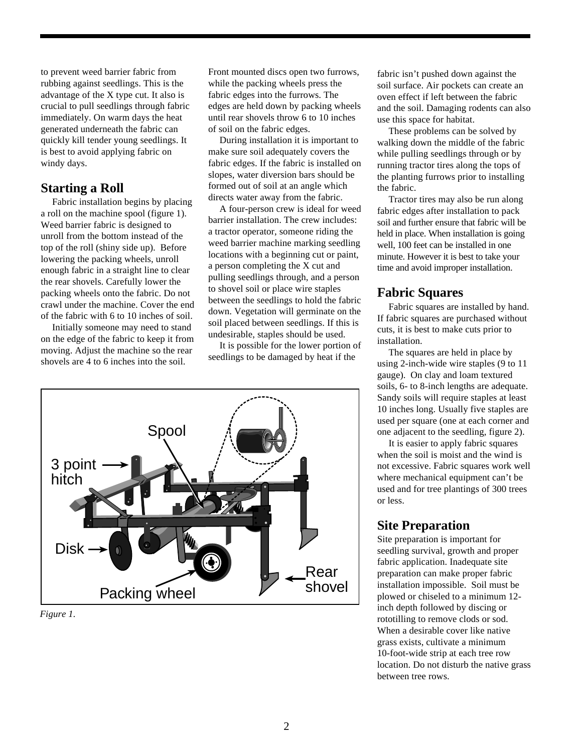to prevent weed barrier fabric from rubbing against seedlings. This is the advantage of the X type cut. It also is crucial to pull seedlings through fabric immediately. On warm days the heat generated underneath the fabric can quickly kill tender young seedlings. It is best to avoid applying fabric on windy days.

## Starting a Roll

Fabric installation begins by placing a roll on the machine spool (figure 1). Weed barrier fabric is designed to unroll from the bottom instead of the top of the roll (shiny side up). Before lowering the packing wheels, unroll enough fabric in a straight line to clear the rear shovels. Carefully lower the packing wheels onto the fabric. Do not crawl under the machine. Cover the end of the fabric with 6 to 10 inches of soil.

Initially someone may need to stand on the edge of the fabric to keep it from moving. Adjust the machine so the rear shovels are 4 to 6 inches into the soil. Front mounted discs open two furrows, while the packing wheels press the fabric edges into the furrows. The edges are held down by packing wheels until rear shovels throw 6 to 10 inches of soil on the fabric edges.

During installation it is important to make sure soil adequately covers the fabric edges. If the fabric is installed on slopes, water diversion bars should be formed out of soil at an angle which directs water away from the fabric.

A four-person crew is ideal for weed barrier installation. The crew includes: a tractor operator, someone riding the weed barrier machine marking seedling locations with a beginning cut or paint, a person completing the X cut and pulling seedlings through, and a person to shovel soil or place wire staples between the seedlings to hold the fabric down. Vegetation will germinate on the soil placed between seedlings. If this is undesirable, staples should be used.

It is possible for the lower portion of seedlings to be damaged by heat if the fabric isn't pushed down against the soil surface. Air pockets can create an oven effect if left between the fabric and the soil. Damaging rodents can also use this space for habitat.

These problems can be solved by walking down the middle of the fabric while pulling seedlings through or by running tractor tires along the tops of the planting furrows prior to installing the fabric.

Tractor tires may also be run along fabric edges after installation to pack soil and further ensure that fabric will be held in place. When installation is going well, 100 feet can be installed in one minute. However it is best to take your time and avoid improper installation.

Spool
3 point hitch
Disk
Packing wheel
Rear shovel

*Figure 1.*

## Fabric Squares

Fabric squares are installed by hand. If fabric squares are purchased without cuts, it is best to make cuts prior to installation.

The squares are held in place by using 2-inch-wide wire staples (9 to 11 gauge). On clay and loam textured soils, 6- to 8-inch lengths are adequate. Sandy soils will require staples at least 10 inches long. Usually five staples are used per square (one at each corner and one adjacent to the seedling, figure 2).

It is easier to apply fabric squares when the soil is moist and the wind is not excessive. Fabric squares work well where mechanical equipment can't be used and for tree plantings of 300 trees or less.

## Site Preparation

Site preparation is important for seedling survival, growth and proper fabric application. Inadequate site preparation can make proper fabric installation impossible. Soil must be plowed or chiseled to a minimum 12-inch depth followed by discing or rototilling to remove clods or sod. When a desirable cover like native grass exists, cultivate a minimum 10-foot-wide strip at each tree row location. Do not disturb the native grass between tree rows.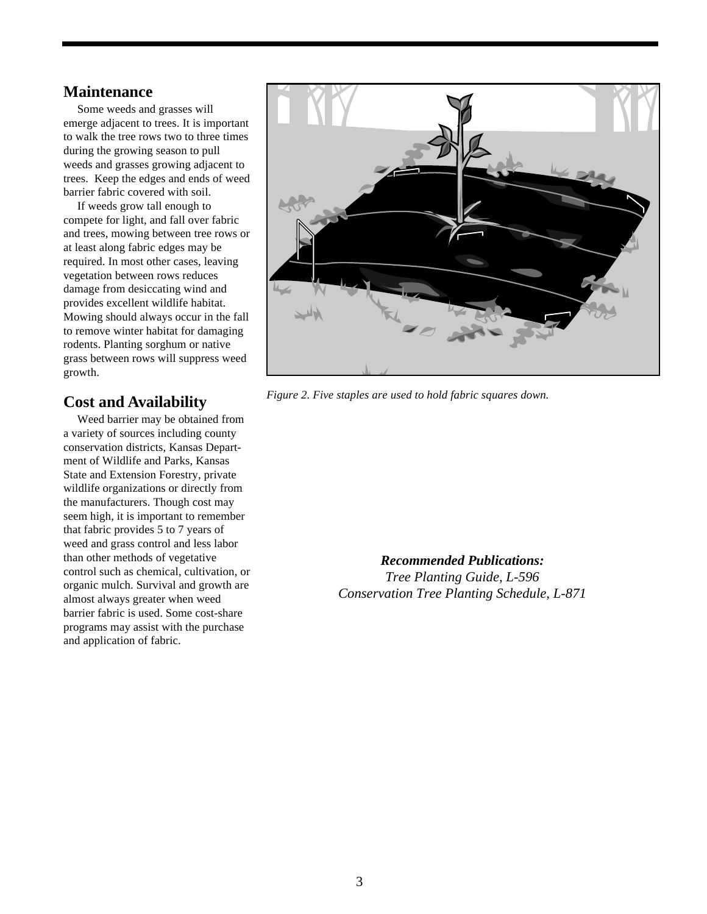## Maintenance

Some weeds and grasses will emerge adjacent to trees. It is important to walk the tree rows two to three times during the growing season to pull weeds and grasses growing adjacent to trees. Keep the edges and ends of weed barrier fabric covered with soil.

If weeds grow tall enough to compete for light, and fall over fabric and trees, mowing between tree rows or at least along fabric edges may be required. In most other cases, leaving vegetation between rows reduces damage from desiccating wind and provides excellent wildlife habitat. Mowing should always occur in the fall to remove winter habitat for damaging rodents. Planting sorghum or native grass between rows will suppress weed growth.

## Cost and Availability

Weed barrier may be obtained from a variety of sources including county conservation districts, Kansas Department of Wildlife and Parks, Kansas State and Extension Forestry, private wildlife organizations or directly from the manufacturers. Though cost may seem high, it is important to remember that fabric provides 5 to 7 years of weed and grass control and less labor than other methods of vegetative control such as chemical, cultivation, or organic mulch. Survival and growth are almost always greater when weed barrier fabric is used. Some cost-share programs may assist with the purchase and application of fabric.

*Figure 2. Five staples are used to hold fabric squares down.*

***Recommended Publications:***

*Tree Planting Guide, L-596*

*Conservation Tree Planting Schedule, L-871*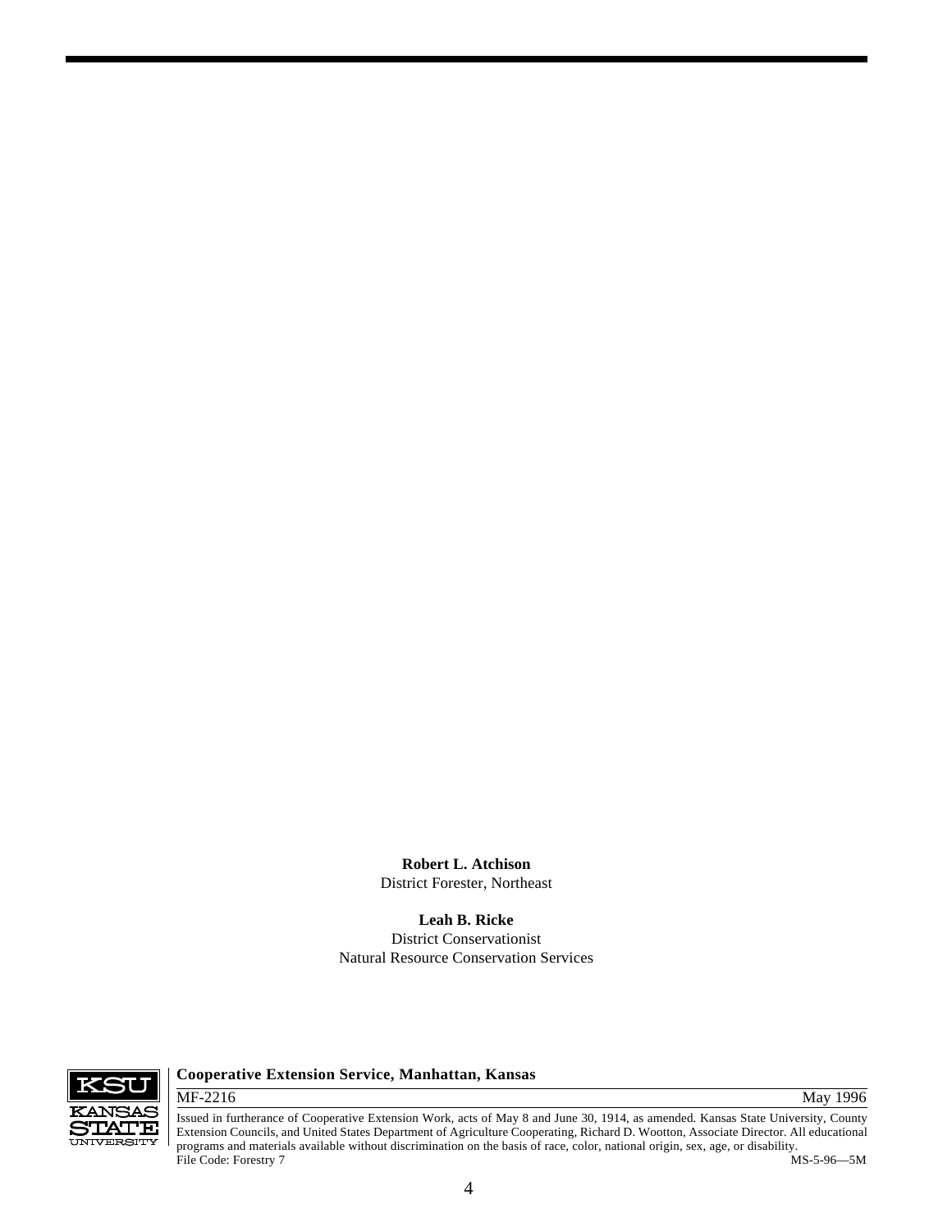**Robert L. Atchison**
District Forester, Northeast

**Leah B. Ricke**
District Conservationist
Natural Resource Conservation Services

**Cooperative Extension Service, Manhattan, Kansas**

MF-2216 May 1996

Issued in furtherance of Cooperative Extension Work, acts of May 8 and June 30, 1914, as amended. Kansas State University, County Extension Councils, and United States Department of Agriculture Cooperating, Richard D. Wootton, Associate Director. All educational programs and materials available without discrimination on the basis of race, color, national origin, sex, age, or disability.

File Code: Forestry 7 MS-5-96—5M